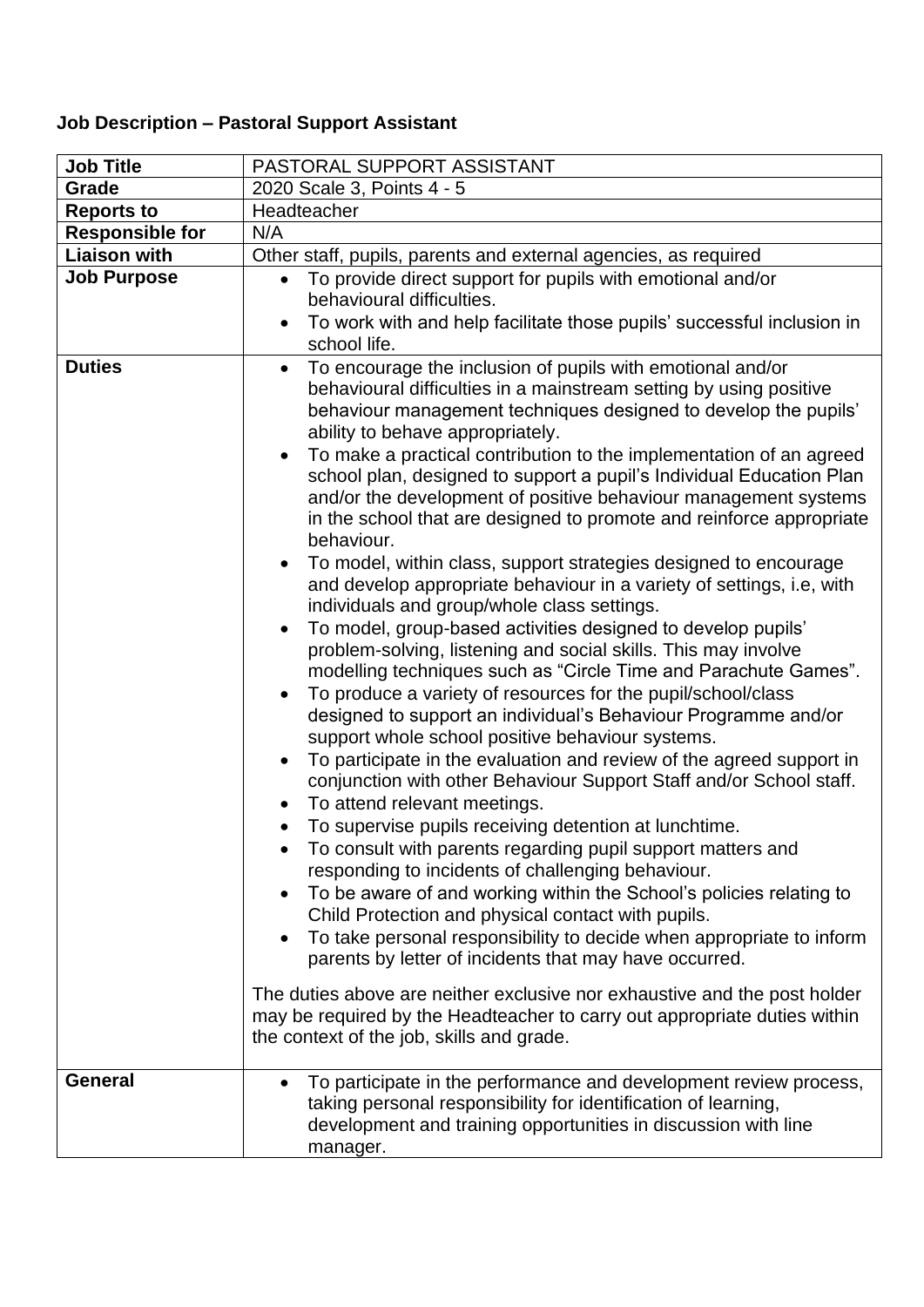**Job Description – Pastoral Support Assistant**

| **Job Title** | PASTORAL SUPPORT ASSISTANT |
|---|---|
| **Grade** | 2020 Scale 3, Points 4 - 5 |
| **Reports to** | Headteacher |
| **Responsible for** | N/A |
| **Liaison with** | Other staff, pupils, parents and external agencies, as required |
| **Job Purpose** | • To provide direct support for pupils with emotional and/or behavioural difficulties.<br>• To work with and help facilitate those pupils' successful inclusion in school life. |
| **Duties** | • To encourage the inclusion of pupils with emotional and/or behavioural difficulties in a mainstream setting by using positive behaviour management techniques designed to develop the pupils' ability to behave appropriately.<br>• To make a practical contribution to the implementation of an agreed school plan, designed to support a pupil's Individual Education Plan and/or the development of positive behaviour management systems in the school that are designed to promote and reinforce appropriate behaviour.<br>• To model, within class, support strategies designed to encourage and develop appropriate behaviour in a variety of settings, i.e, with individuals and group/whole class settings.<br>• To model, group-based activities designed to develop pupils' problem-solving, listening and social skills. This may involve modelling techniques such as "Circle Time and Parachute Games".<br>• To produce a variety of resources for the pupil/school/class designed to support an individual's Behaviour Programme and/or support whole school positive behaviour systems.<br>• To participate in the evaluation and review of the agreed support in conjunction with other Behaviour Support Staff and/or School staff.<br>• To attend relevant meetings.<br>• To supervise pupils receiving detention at lunchtime.<br>• To consult with parents regarding pupil support matters and responding to incidents of challenging behaviour.<br>• To be aware of and working within the School's policies relating to Child Protection and physical contact with pupils.<br>• To take personal responsibility to decide when appropriate to inform parents by letter of incidents that may have occurred.<br><br>The duties above are neither exclusive nor exhaustive and the post holder may be required by the Headteacher to carry out appropriate duties within the context of the job, skills and grade. |
| **General** | • To participate in the performance and development review process, taking personal responsibility for identification of learning, development and training opportunities in discussion with line manager. |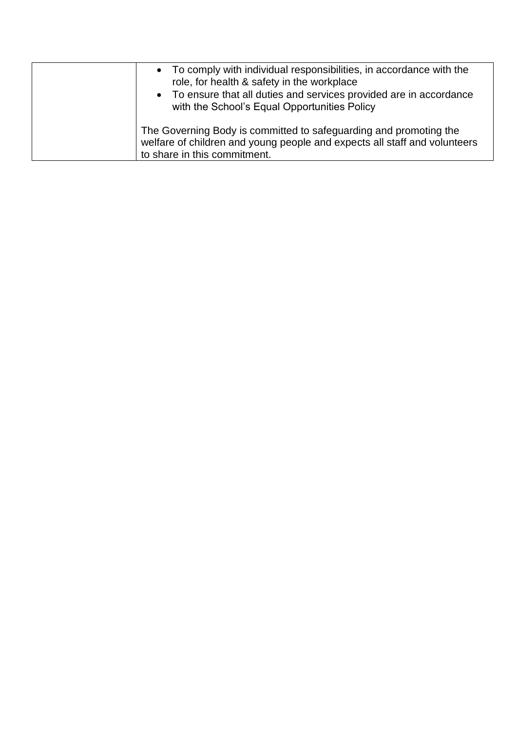| | |
|---|---|
| | • To comply with individual responsibilities, in accordance with the role, for health & safety in the workplace<br>• To ensure that all duties and services provided are in accordance with the School's Equal Opportunities Policy<br><br>The Governing Body is committed to safeguarding and promoting the welfare of children and young people and expects all staff and volunteers to share in this commitment. |